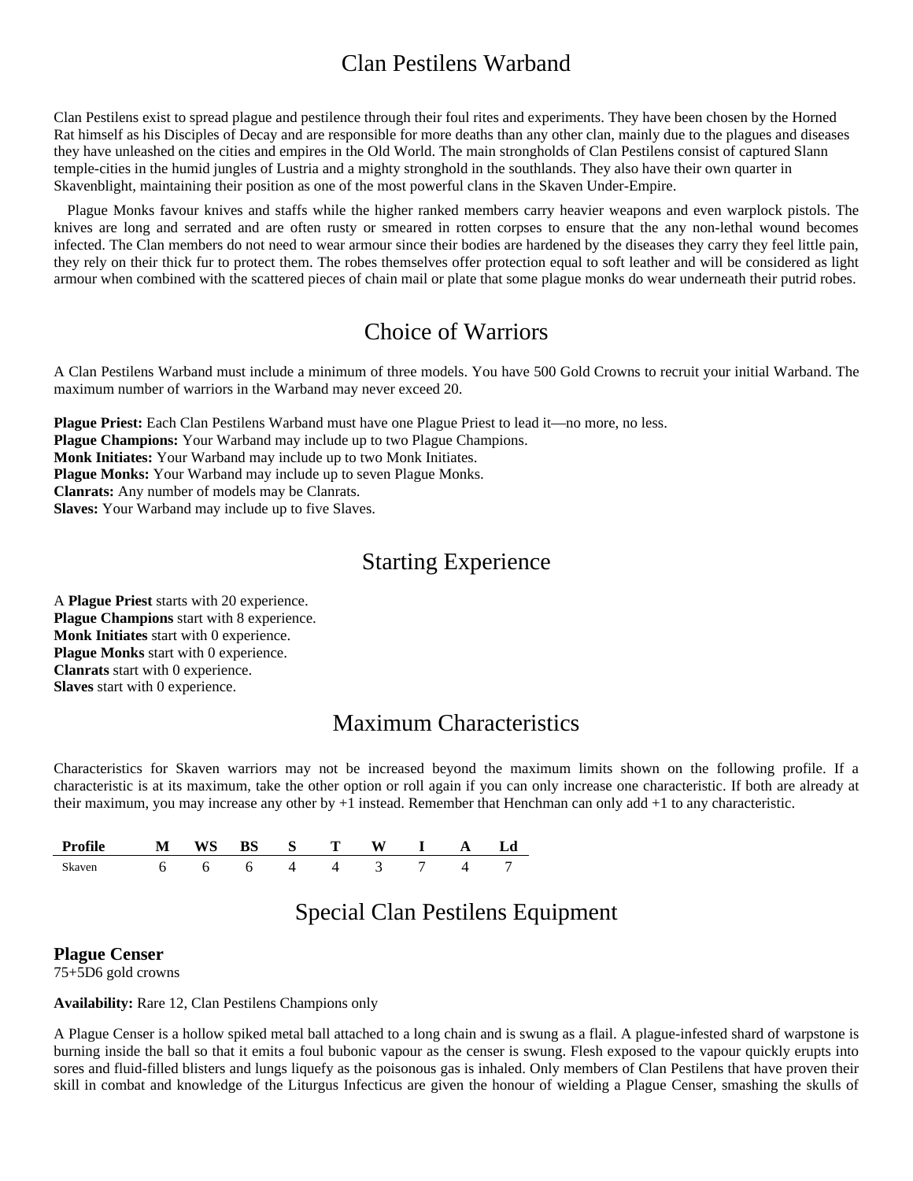# Clan Pestilens Warband

Clan Pestilens exist to spread plague and pestilence through their foul rites and experiments. They have been chosen by the Horned Rat himself as his Disciples of Decay and are responsible for more deaths than any other clan, mainly due to the plagues and diseases they have unleashed on the cities and empires in the Old World. The main strongholds of Clan Pestilens consist of captured Slann temple-cities in the humid jungles of Lustria and a mighty stronghold in the southlands. They also have their own quarter in Skavenblight, maintaining their position as one of the most powerful clans in the Skaven Under-Empire.

Plague Monks favour knives and staffs while the higher ranked members carry heavier weapons and even warplock pistols. The knives are long and serrated and are often rusty or smeared in rotten corpses to ensure that the any non-lethal wound becomes infected. The Clan members do not need to wear armour since their bodies are hardened by the diseases they carry they feel little pain, they rely on their thick fur to protect them. The robes themselves offer protection equal to soft leather and will be considered as light armour when combined with the scattered pieces of chain mail or plate that some plague monks do wear underneath their putrid robes.

## Choice of Warriors

A Clan Pestilens Warband must include a minimum of three models. You have 500 Gold Crowns to recruit your initial Warband. The maximum number of warriors in the Warband may never exceed 20.

**Plague Priest:** Each Clan Pestilens Warband must have one Plague Priest to lead it—no more, no less.
**Plague Champions:** Your Warband may include up to two Plague Champions.
**Monk Initiates:** Your Warband may include up to two Monk Initiates.
**Plague Monks:** Your Warband may include up to seven Plague Monks.
**Clanrats:** Any number of models may be Clanrats.
**Slaves:** Your Warband may include up to five Slaves.

## Starting Experience

A **Plague Priest** starts with 20 experience.
**Plague Champions** start with 8 experience.
**Monk Initiates** start with 0 experience.
**Plague Monks** start with 0 experience.
**Clanrats** start with 0 experience.
**Slaves** start with 0 experience.

## Maximum Characteristics

Characteristics for Skaven warriors may not be increased beyond the maximum limits shown on the following profile. If a characteristic is at its maximum, take the other option or roll again if you can only increase one characteristic. If both are already at their maximum, you may increase any other by +1 instead. Remember that Henchman can only add +1 to any characteristic.

| Profile | M | WS | BS | S | T | W | I | A | Ld |
|---|---|---|---|---|---|---|---|---|---|
| Skaven | 6 | 6 | 6 | 4 | 4 | 3 | 7 | 4 | 7 |

## Special Clan Pestilens Equipment

### Plague Censer

75+5D6 gold crowns

**Availability:** Rare 12, Clan Pestilens Champions only

A Plague Censer is a hollow spiked metal ball attached to a long chain and is swung as a flail. A plague-infested shard of warpstone is burning inside the ball so that it emits a foul bubonic vapour as the censer is swung. Flesh exposed to the vapour quickly erupts into sores and fluid-filled blisters and lungs liquefy as the poisonous gas is inhaled. Only members of Clan Pestilens that have proven their skill in combat and knowledge of the Liturgus Infecticus are given the honour of wielding a Plague Censer, smashing the skulls of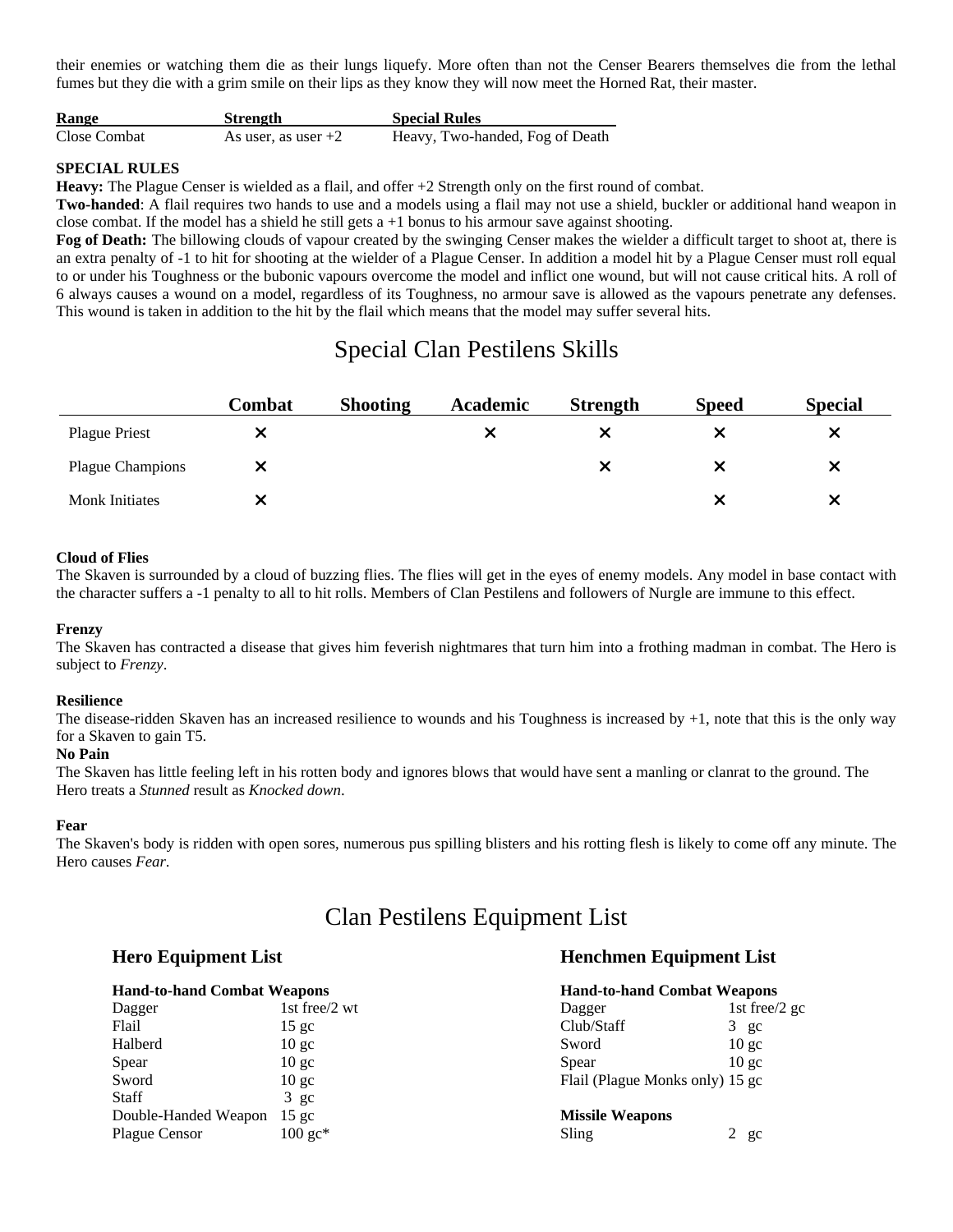their enemies or watching them die as their lungs liquefy. More often than not the Censer Bearers themselves die from the lethal fumes but they die with a grim smile on their lips as they know they will now meet the Horned Rat, their master.

| Range | Strength | Special Rules |
|---|---|---|
| Close Combat | As user, as user +2 | Heavy, Two-handed, Fog of Death |

**SPECIAL RULES**

**Heavy:** The Plague Censer is wielded as a flail, and offer +2 Strength only on the first round of combat.

**Two-handed**: A flail requires two hands to use and a models using a flail may not use a shield, buckler or additional hand weapon in close combat. If the model has a shield he still gets a +1 bonus to his armour save against shooting.

**Fog of Death:** The billowing clouds of vapour created by the swinging Censer makes the wielder a difficult target to shoot at, there is an extra penalty of -1 to hit for shooting at the wielder of a Plague Censer. In addition a model hit by a Plague Censer must roll equal to or under his Toughness or the bubonic vapours overcome the model and inflict one wound, but will not cause critical hits. A roll of 6 always causes a wound on a model, regardless of its Toughness, no armour save is allowed as the vapours penetrate any defenses. This wound is taken in addition to the hit by the flail which means that the model may suffer several hits.

# Special Clan Pestilens Skills

| | Combat | Shooting | Academic | Strength | Speed | Special |
|---|---|---|---|---|---|---|
| Plague Priest | ✕ | | ✕ | ✕ | ✕ | ✕ |
| Plague Champions | ✕ | | | ✕ | ✕ | ✕ |
| Monk Initiates | ✕ | | | | ✕ | ✕ |

**Cloud of Flies**

The Skaven is surrounded by a cloud of buzzing flies. The flies will get in the eyes of enemy models. Any model in base contact with the character suffers a -1 penalty to all to hit rolls. Members of Clan Pestilens and followers of Nurgle are immune to this effect.

**Frenzy**

The Skaven has contracted a disease that gives him feverish nightmares that turn him into a frothing madman in combat. The Hero is subject to *Frenzy*.

**Resilience**

The disease-ridden Skaven has an increased resilience to wounds and his Toughness is increased by +1, note that this is the only way for a Skaven to gain T5.

**No Pain**

The Skaven has little feeling left in his rotten body and ignores blows that would have sent a manling or clanrat to the ground. The Hero treats a *Stunned* result as *Knocked down*.

**Fear**

The Skaven's body is ridden with open sores, numerous pus spilling blisters and his rotting flesh is likely to come off any minute. The Hero causes *Fear*.

# Clan Pestilens Equipment List

## Hero Equipment List

**Hand-to-hand Combat Weapons**

| | |
|---|---|
| Dagger | 1st free/2 wt |
| Flail | 15 gc |
| Halberd | 10 gc |
| Spear | 10 gc |
| Sword | 10 gc |
| Staff | 3 gc |
| Double-Handed Weapon | 15 gc |
| Plague Censor | 100 gc* |

## Henchmen Equipment List

**Hand-to-hand Combat Weapons**

| | |
|---|---|
| Dagger | 1st free/2 gc |
| Club/Staff | 3 gc |
| Sword | 10 gc |
| Spear | 10 gc |
| Flail (Plague Monks only) | 15 gc |

**Missile Weapons**

| | |
|---|---|
| Sling | 2 gc |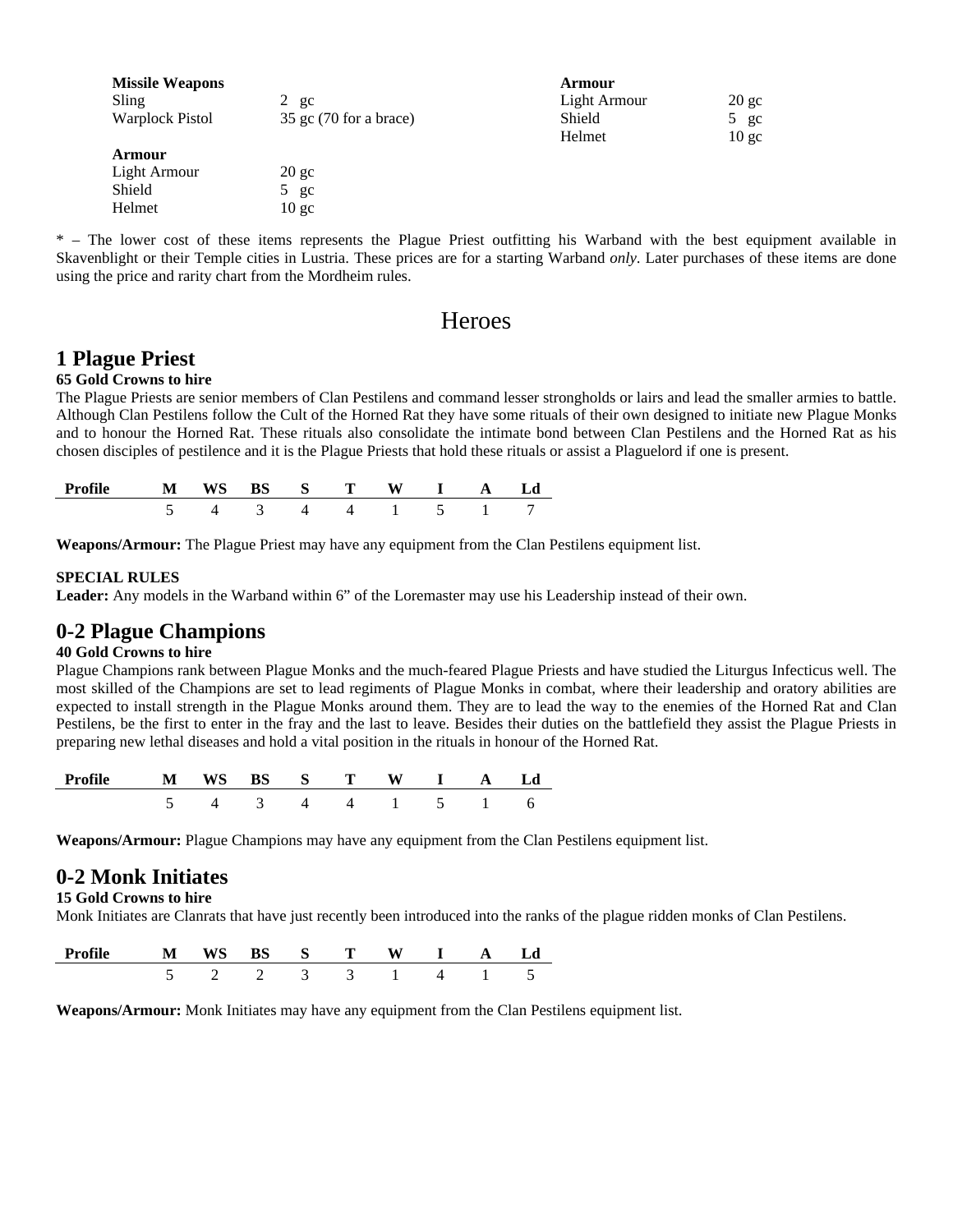**Missile Weapons**

| | |
|---|---|
| Sling | 2 gc |
| Warplock Pistol | 35 gc (70 for a brace) |

**Armour**

| | |
|---|---|
| Light Armour | 20 gc |
| Shield | 5 gc |
| Helmet | 10 gc |

**Armour**

| | |
|---|---|
| Light Armour | 20 gc |
| Shield | 5 gc |
| Helmet | 10 gc |

* – The lower cost of these items represents the Plague Priest outfitting his Warband with the best equipment available in Skavenblight or their Temple cities in Lustria. These prices are for a starting Warband *only*. Later purchases of these items are done using the price and rarity chart from the Mordheim rules.

# Heroes

## 1 Plague Priest

**65 Gold Crowns to hire**

The Plague Priests are senior members of Clan Pestilens and command lesser strongholds or lairs and lead the smaller armies to battle. Although Clan Pestilens follow the Cult of the Horned Rat they have some rituals of their own designed to initiate new Plague Monks and to honour the Horned Rat. These rituals also consolidate the intimate bond between Clan Pestilens and the Horned Rat as his chosen disciples of pestilence and it is the Plague Priests that hold these rituals or assist a Plaguelord if one is present.

| Profile | M | WS | BS | S | T | W | I | A | Ld |
|---|---|---|---|---|---|---|---|---|---|
| | 5 | 4 | 3 | 4 | 4 | 1 | 5 | 1 | 7 |

**Weapons/Armour:** The Plague Priest may have any equipment from the Clan Pestilens equipment list.

**SPECIAL RULES**

**Leader:** Any models in the Warband within 6" of the Loremaster may use his Leadership instead of their own.

## 0-2 Plague Champions

**40 Gold Crowns to hire**

Plague Champions rank between Plague Monks and the much-feared Plague Priests and have studied the Liturgus Infecticus well. The most skilled of the Champions are set to lead regiments of Plague Monks in combat, where their leadership and oratory abilities are expected to install strength in the Plague Monks around them. They are to lead the way to the enemies of the Horned Rat and Clan Pestilens, be the first to enter in the fray and the last to leave. Besides their duties on the battlefield they assist the Plague Priests in preparing new lethal diseases and hold a vital position in the rituals in honour of the Horned Rat.

| Profile | M | WS | BS | S | T | W | I | A | Ld |
|---|---|---|---|---|---|---|---|---|---|
| | 5 | 4 | 3 | 4 | 4 | 1 | 5 | 1 | 6 |

**Weapons/Armour:** Plague Champions may have any equipment from the Clan Pestilens equipment list.

## 0-2 Monk Initiates

**15 Gold Crowns to hire**

Monk Initiates are Clanrats that have just recently been introduced into the ranks of the plague ridden monks of Clan Pestilens.

| Profile | M | WS | BS | S | T | W | I | A | Ld |
|---|---|---|---|---|---|---|---|---|---|
| | 5 | 2 | 2 | 3 | 3 | 1 | 4 | 1 | 5 |

**Weapons/Armour:** Monk Initiates may have any equipment from the Clan Pestilens equipment list.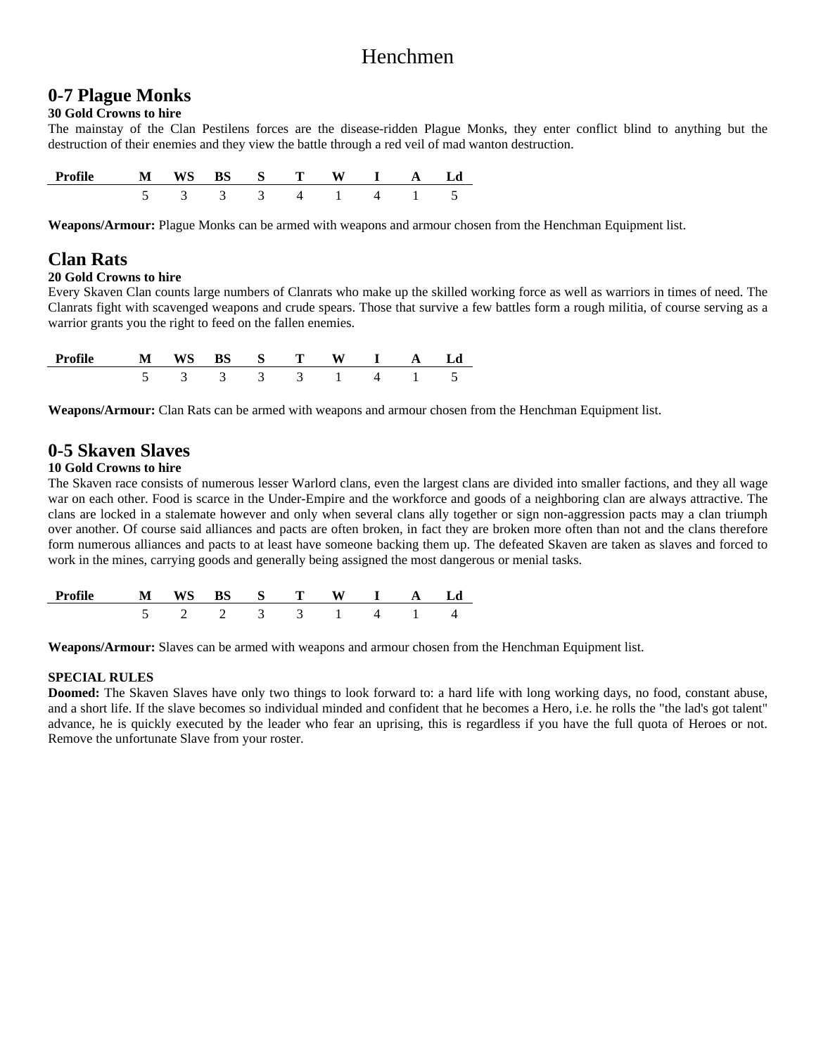# Henchmen

## 0-7 Plague Monks

**30 Gold Crowns to hire**

The mainstay of the Clan Pestilens forces are the disease-ridden Plague Monks, they enter conflict blind to anything but the destruction of their enemies and they view the battle through a red veil of mad wanton destruction.

| Profile | M | WS | BS | S | T | W | I | A | Ld |
|---|---|---|---|---|---|---|---|---|---|
| | 5 | 3 | 3 | 3 | 4 | 1 | 4 | 1 | 5 |

**Weapons/Armour:** Plague Monks can be armed with weapons and armour chosen from the Henchman Equipment list.

## Clan Rats

**20 Gold Crowns to hire**

Every Skaven Clan counts large numbers of Clanrats who make up the skilled working force as well as warriors in times of need. The Clanrats fight with scavenged weapons and crude spears. Those that survive a few battles form a rough militia, of course serving as a warrior grants you the right to feed on the fallen enemies.

| Profile | M | WS | BS | S | T | W | I | A | Ld |
|---|---|---|---|---|---|---|---|---|---|
| | 5 | 3 | 3 | 3 | 3 | 1 | 4 | 1 | 5 |

**Weapons/Armour:** Clan Rats can be armed with weapons and armour chosen from the Henchman Equipment list.

## 0-5 Skaven Slaves

**10 Gold Crowns to hire**

The Skaven race consists of numerous lesser Warlord clans, even the largest clans are divided into smaller factions, and they all wage war on each other. Food is scarce in the Under-Empire and the workforce and goods of a neighboring clan are always attractive. The clans are locked in a stalemate however and only when several clans ally together or sign non-aggression pacts may a clan triumph over another. Of course said alliances and pacts are often broken, in fact they are broken more often than not and the clans therefore form numerous alliances and pacts to at least have someone backing them up. The defeated Skaven are taken as slaves and forced to work in the mines, carrying goods and generally being assigned the most dangerous or menial tasks.

| Profile | M | WS | BS | S | T | W | I | A | Ld |
|---|---|---|---|---|---|---|---|---|---|
| | 5 | 2 | 2 | 3 | 3 | 1 | 4 | 1 | 4 |

**Weapons/Armour:** Slaves can be armed with weapons and armour chosen from the Henchman Equipment list.

**SPECIAL RULES**

**Doomed:** The Skaven Slaves have only two things to look forward to: a hard life with long working days, no food, constant abuse, and a short life. If the slave becomes so individual minded and confident that he becomes a Hero, i.e. he rolls the "the lad's got talent" advance, he is quickly executed by the leader who fear an uprising, this is regardless if you have the full quota of Heroes or not. Remove the unfortunate Slave from your roster.